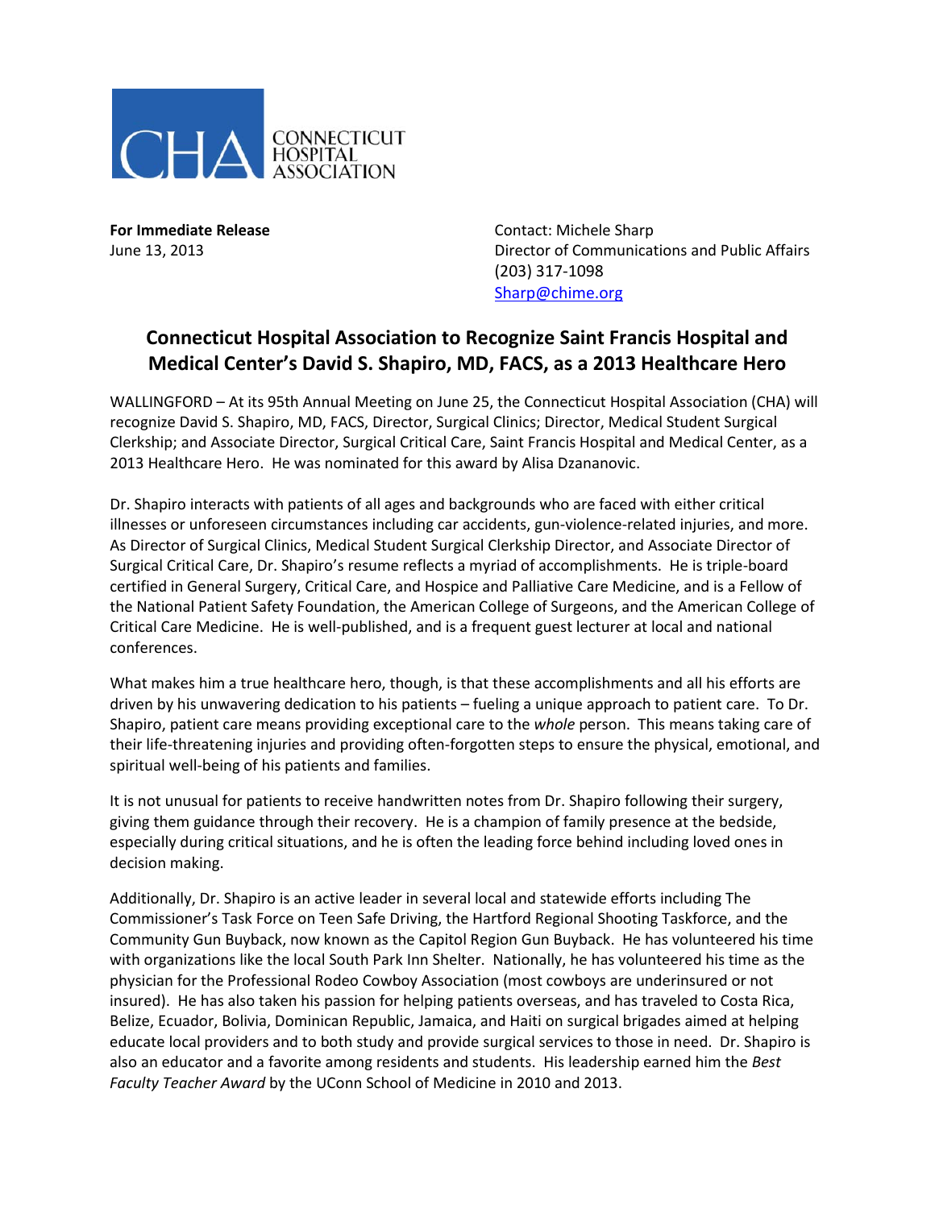CHA CONNECTICUT HOSPITAL ASSOCIATION

**For Immediate Release**
June 13, 2013

Contact: Michele Sharp
Director of Communications and Public Affairs
(203) 317-1098
Sharp@chime.org

## Connecticut Hospital Association to Recognize Saint Francis Hospital and Medical Center's David S. Shapiro, MD, FACS, as a 2013 Healthcare Hero

WALLINGFORD – At its 95th Annual Meeting on June 25, the Connecticut Hospital Association (CHA) will recognize David S. Shapiro, MD, FACS, Director, Surgical Clinics; Director, Medical Student Surgical Clerkship; and Associate Director, Surgical Critical Care, Saint Francis Hospital and Medical Center, as a 2013 Healthcare Hero. He was nominated for this award by Alisa Dzananovic.

Dr. Shapiro interacts with patients of all ages and backgrounds who are faced with either critical illnesses or unforeseen circumstances including car accidents, gun-violence-related injuries, and more. As Director of Surgical Clinics, Medical Student Surgical Clerkship Director, and Associate Director of Surgical Critical Care, Dr. Shapiro's resume reflects a myriad of accomplishments. He is triple-board certified in General Surgery, Critical Care, and Hospice and Palliative Care Medicine, and is a Fellow of the National Patient Safety Foundation, the American College of Surgeons, and the American College of Critical Care Medicine. He is well-published, and is a frequent guest lecturer at local and national conferences.

What makes him a true healthcare hero, though, is that these accomplishments and all his efforts are driven by his unwavering dedication to his patients – fueling a unique approach to patient care. To Dr. Shapiro, patient care means providing exceptional care to the *whole* person. This means taking care of their life-threatening injuries and providing often-forgotten steps to ensure the physical, emotional, and spiritual well-being of his patients and families.

It is not unusual for patients to receive handwritten notes from Dr. Shapiro following their surgery, giving them guidance through their recovery. He is a champion of family presence at the bedside, especially during critical situations, and he is often the leading force behind including loved ones in decision making.

Additionally, Dr. Shapiro is an active leader in several local and statewide efforts including The Commissioner's Task Force on Teen Safe Driving, the Hartford Regional Shooting Taskforce, and the Community Gun Buyback, now known as the Capitol Region Gun Buyback. He has volunteered his time with organizations like the local South Park Inn Shelter. Nationally, he has volunteered his time as the physician for the Professional Rodeo Cowboy Association (most cowboys are underinsured or not insured). He has also taken his passion for helping patients overseas, and has traveled to Costa Rica, Belize, Ecuador, Bolivia, Dominican Republic, Jamaica, and Haiti on surgical brigades aimed at helping educate local providers and to both study and provide surgical services to those in need. Dr. Shapiro is also an educator and a favorite among residents and students. His leadership earned him the *Best Faculty Teacher Award* by the UConn School of Medicine in 2010 and 2013.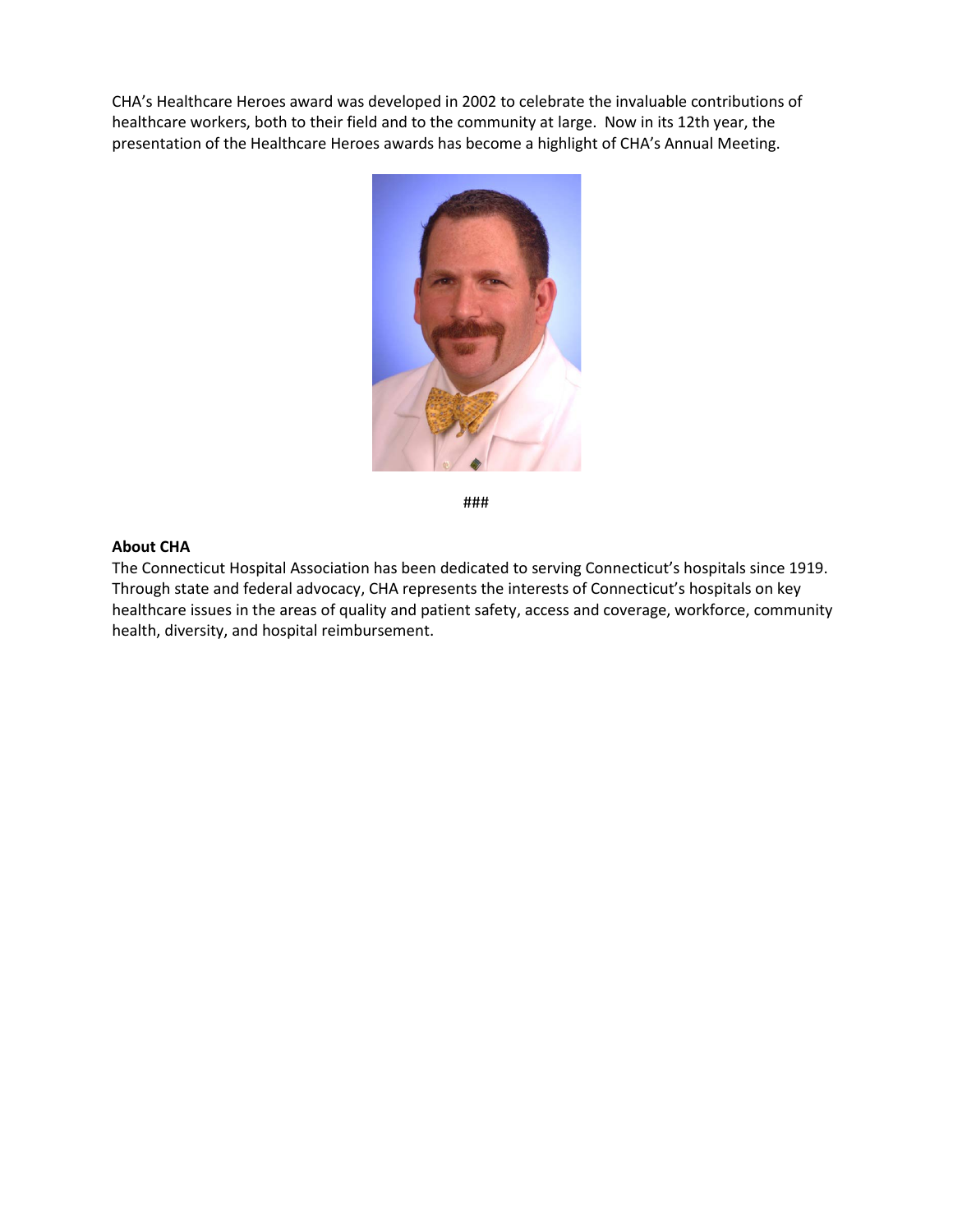CHA's Healthcare Heroes award was developed in 2002 to celebrate the invaluable contributions of healthcare workers, both to their field and to the community at large. Now in its 12th year, the presentation of the Healthcare Heroes awards has become a highlight of CHA's Annual Meeting.

###

**About CHA**

The Connecticut Hospital Association has been dedicated to serving Connecticut's hospitals since 1919. Through state and federal advocacy, CHA represents the interests of Connecticut's hospitals on key healthcare issues in the areas of quality and patient safety, access and coverage, workforce, community health, diversity, and hospital reimbursement.